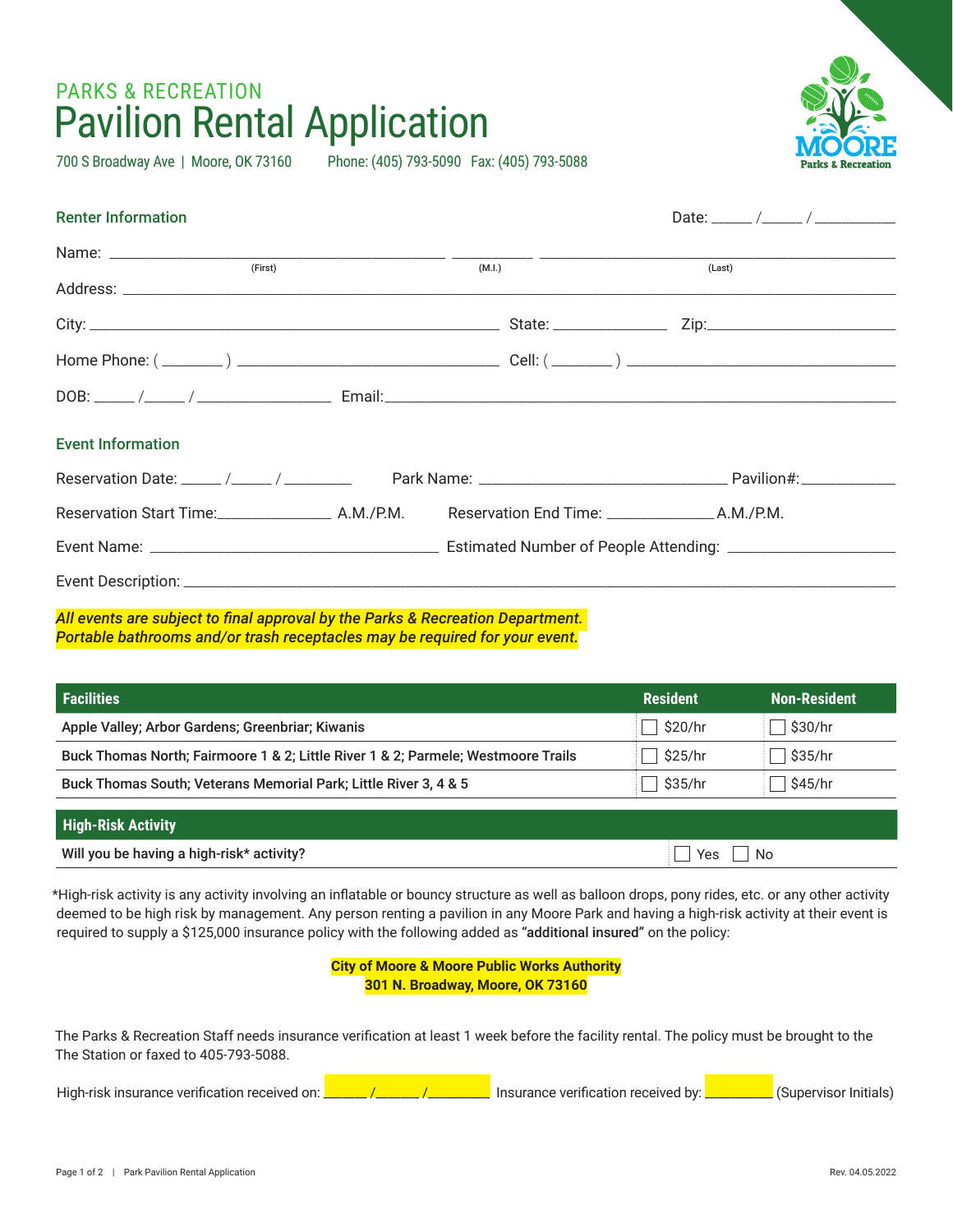PARKS & RECREATION

# Pavilion Rental Application

700 S Broadway Ave | Moore, OK 73160     Phone: (405) 793-5090   Fax: (405) 793-5088

## Renter Information

Date: _____ /_____ / __________

Name: ______________________________ __________ ______________________________
(First) (M.I.) (Last)

Address: ______________________________________________________________

City: ______________________________ State: ______________ Zip: ______________________

Home Phone: ( _______ ) ______________________ Cell: ( _______ ) ______________________

DOB: _____ /_____ / ______________ Email: ______________________________________

## Event Information

Reservation Date: _____ /_____ / ________   Park Name: ____________________________ Pavilion#: ___________

Reservation Start Time: ______________ A.M./P.M.   Reservation End Time: _____________ A.M./P.M.

Event Name: ______________________________ Estimated Number of People Attending: __________________

Event Description: ______________________________________________________________

***All events are subject to final approval by the Parks & Recreation Department.***
***Portable bathrooms and/or trash receptacles may be required for your event.***

| Facilities | Resident | Non-Resident |
|---|---|---|
| Apple Valley; Arbor Gardens; Greenbriar; Kiwanis | ☐ $20/hr | ☐ $30/hr |
| Buck Thomas North; Fairmoore 1 & 2; Little River 1 & 2; Parmele; Westmoore Trails | ☐ $25/hr | ☐ $35/hr |
| Buck Thomas South; Veterans Memorial Park; Little River 3, 4 & 5 | ☐ $35/hr | ☐ $45/hr |

| High-Risk Activity | |
|---|---|
| Will you be having a high-risk* activity? | ☐ Yes ☐ No |

*High-risk activity is any activity involving an inflatable or bouncy structure as well as balloon drops, pony rides, etc. or any other activity deemed to be high risk by management. Any person renting a pavilion in any Moore Park and having a high-risk activity at their event is required to supply a $125,000 insurance policy with the following added as **"additional insured"** on the policy:

**City of Moore & Moore Public Works Authority**
**301 N. Broadway, Moore, OK 73160**

The Parks & Recreation Staff needs insurance verification at least 1 week before the facility rental. The policy must be brought to the The Station or faxed to 405-793-5088.

High-risk insurance verification received on: ______ /______ /________ Insurance verification received by: _________ (Supervisor Initials)

Rev. 04.05.2022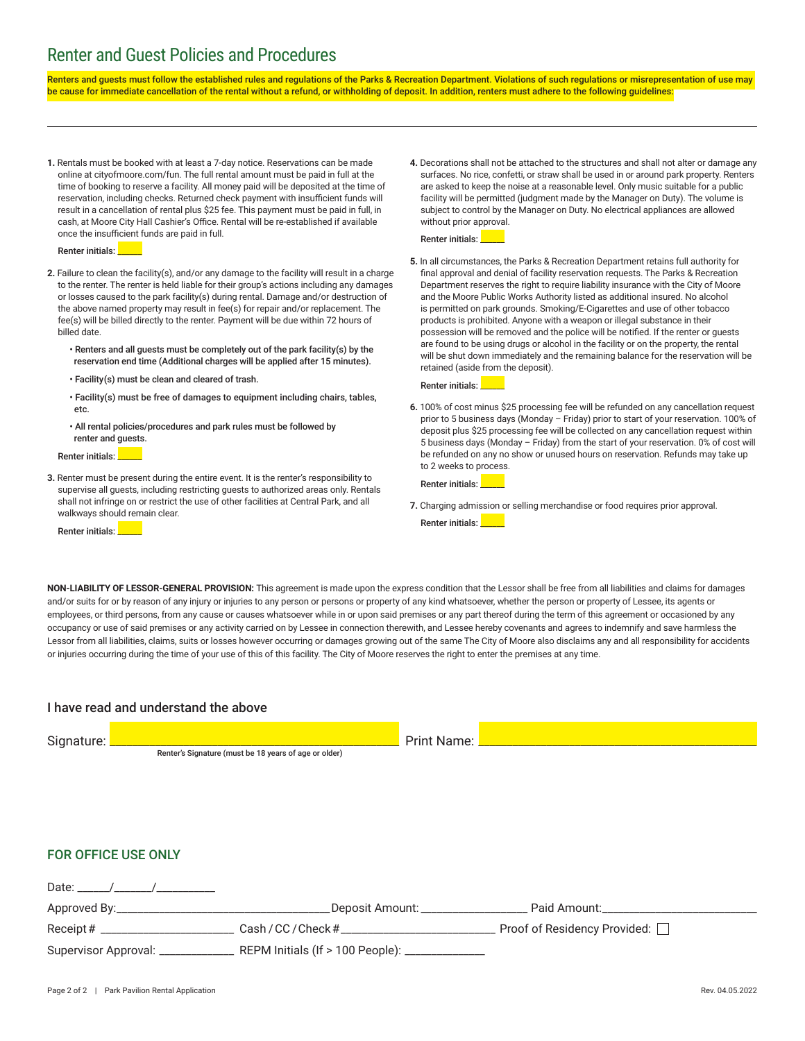# Renter and Guest Policies and Procedures

**Renters and guests must follow the established rules and regulations of the Parks & Recreation Department. Violations of such regulations or misrepresentation of use may be cause for immediate cancellation of the rental without a refund, or withholding of deposit. In addition, renters must adhere to the following guidelines:**

---

**1.** Rentals must be booked with at least a 7-day notice. Reservations can be made online at cityofmoore.com/fun. The full rental amount must be paid in full at the time of booking to reserve a facility. All money paid will be deposited at the time of reservation, including checks. Returned check payment with insufficient funds will result in a cancellation of rental plus $25 fee. This payment must be paid in full, in cash, at Moore City Hall Cashier's Office. Rental will be re-established if available once the insufficient funds are paid in full.

Renter initials: _____

**2.** Failure to clean the facility(s), and/or any damage to the facility will result in a charge to the renter. The renter is held liable for their group's actions including any damages or losses caused to the park facility(s) during rental. Damage and/or destruction of the above named property may result in fee(s) for repair and/or replacement. The fee(s) will be billed directly to the renter. Payment will be due within 72 hours of billed date.

- **Renters and all guests must be completely out of the park facility(s) by the reservation end time (Additional charges will be applied after 15 minutes).**
- **Facility(s) must be clean and cleared of trash.**
- **Facility(s) must be free of damages to equipment including chairs, tables, etc.**
- **All rental policies/procedures and park rules must be followed by renter and guests.**

Renter initials: _____

**3.** Renter must be present during the entire event. It is the renter's responsibility to supervise all guests, including restricting guests to authorized areas only. Rentals shall not infringe on or restrict the use of other facilities at Central Park, and all walkways should remain clear.

Renter initials: _____

**4.** Decorations shall not be attached to the structures and shall not alter or damage any surfaces. No rice, confetti, or straw shall be used in or around park property. Renters are asked to keep the noise at a reasonable level. Only music suitable for a public facility will be permitted (judgment made by the Manager on Duty). The volume is subject to control by the Manager on Duty. No electrical appliances are allowed without prior approval.

Renter initials: _____

**5.** In all circumstances, the Parks & Recreation Department retains full authority for final approval and denial of facility reservation requests. The Parks & Recreation Department reserves the right to require liability insurance with the City of Moore and the Moore Public Works Authority listed as additional insured. No alcohol is permitted on park grounds. Smoking/E-Cigarettes and use of other tobacco products is prohibited. Anyone with a weapon or illegal substance in their possession will be removed and the police will be notified. If the renter or guests are found to be using drugs or alcohol in the facility or on the property, the rental will be shut down immediately and the remaining balance for the reservation will be retained (aside from the deposit).

Renter initials: _____

**6.** 100% of cost minus $25 processing fee will be refunded on any cancellation request prior to 5 business days (Monday – Friday) prior to start of your reservation. 100% of deposit plus $25 processing fee will be collected on any cancellation request within 5 business days (Monday – Friday) from the start of your reservation. 0% of cost will be refunded on any no show or unused hours on reservation. Refunds may take up to 2 weeks to process.

Renter initials: _____

**7.** Charging admission or selling merchandise or food requires prior approval.

Renter initials: _____

**NON-LIABILITY OF LESSOR-GENERAL PROVISION:** This agreement is made upon the express condition that the Lessor shall be free from all liabilities and claims for damages and/or suits for or by reason of any injury or injuries to any person or persons or property of any kind whatsoever, whether the person or property of Lessee, its agents or employees, or third persons, from any cause or causes whatsoever while in or upon said premises or any part thereof during the term of this agreement or occasioned by any occupancy or use of said premises or any activity carried on by Lessee in connection therewith, and Lessee hereby covenants and agrees to indemnify and save harmless the Lessor from all liabilities, claims, suits or losses however occurring or damages growing out of the same The City of Moore also disclaims any and all responsibility for accidents or injuries occurring during the time of your use of this of this facility. The City of Moore reserves the right to enter the premises at any time.

## I have read and understand the above

Signature: ______________________________ Print Name: ______________________________

Renter's Signature (must be 18 years of age or older)

## FOR OFFICE USE ONLY

Date: _____/_____/_________

Approved By: ______________________________ Deposit Amount: ______________ Paid Amount: ______________________

Receipt # ____________________ Cash / CC / Check # ______________________ Proof of Residency Provided: ☐

Supervisor Approval: ___________ REPM Initials (If > 100 People): ___________